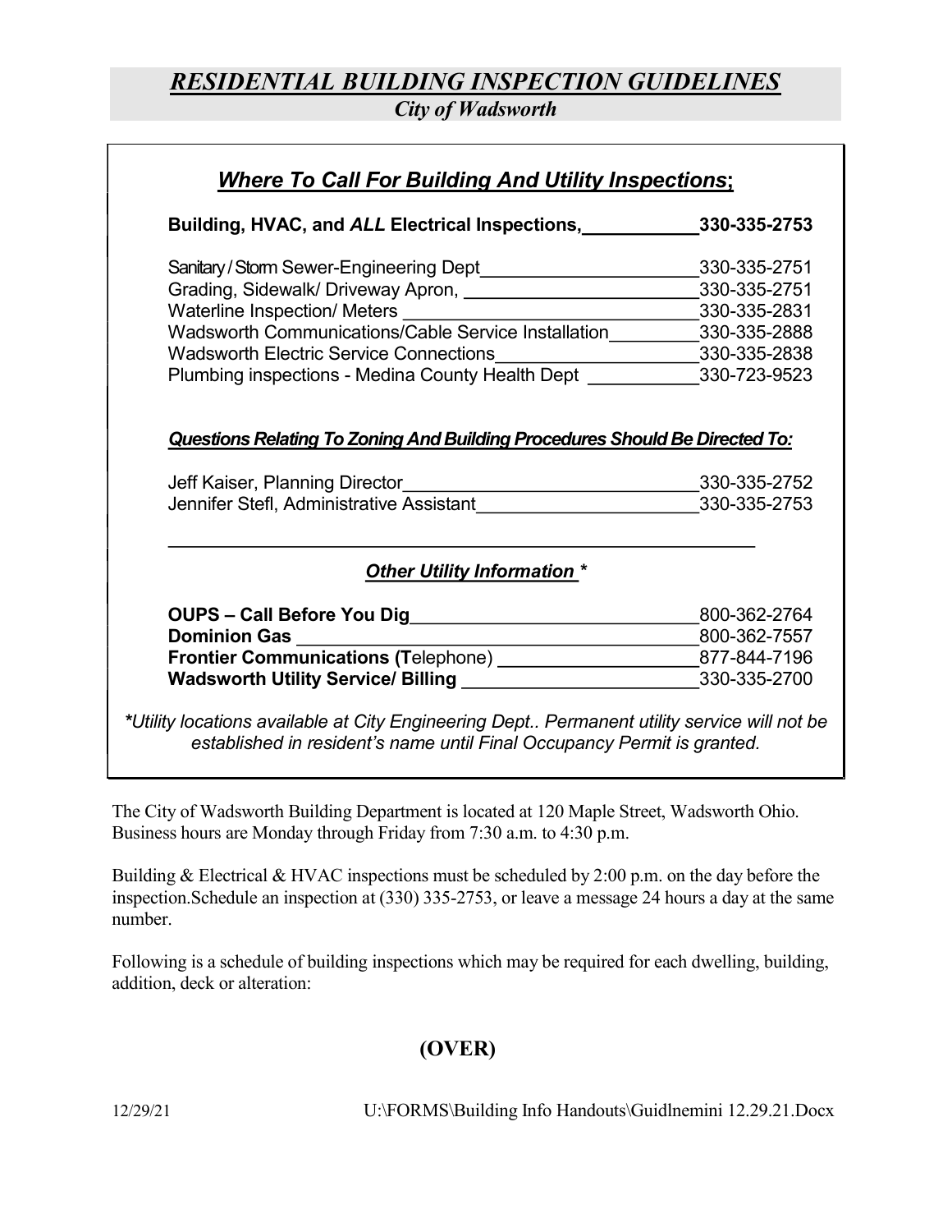# *RESIDENTIAL BUILDING INSPECTION GUIDELINES*

### *City of Wadsworth*

## *Where To Call For Building And Utility Inspections*;

| | |
|---|---|
| **Building, HVAC, and *ALL* Electrical Inspections,** | **330-335-2753** |
| Sanitary / Storm Sewer-Engineering Dept | 330-335-2751 |
| Grading, Sidewalk/ Driveway Apron, | 330-335-2751 |
| Waterline Inspection/ Meters | 330-335-2831 |
| Wadsworth Communications/Cable Service Installation | 330-335-2888 |
| Wadsworth Electric Service Connections | 330-335-2838 |
| Plumbing inspections - Medina County Health Dept | 330-723-9523 |

### *Questions Relating To Zoning And Building Procedures Should Be Directed To:*

| | |
|---|---|
| Jeff Kaiser, Planning Director | 330-335-2752 |
| Jennifer Stefl, Administrative Assistant | 330-335-2753 |

### *Other Utility Information* *

| | |
|---|---|
| **OUPS – Call Before You Dig** | 800-362-2764 |
| **Dominion Gas** | 800-362-7557 |
| **Frontier Communications (T**elephone) | 877-844-7196 |
| **Wadsworth Utility Service/ Billing** | 330-335-2700 |

***Utility locations available at City Engineering Dept.. Permanent utility service will not be established in resident's name until Final Occupancy Permit is granted.***

The City of Wadsworth Building Department is located at 120 Maple Street, Wadsworth Ohio. Business hours are Monday through Friday from 7:30 a.m. to 4:30 p.m.

Building & Electrical & HVAC inspections must be scheduled by 2:00 p.m. on the day before the inspection.Schedule an inspection at (330) 335-2753, or leave a message 24 hours a day at the same number.

Following is a schedule of building inspections which may be required for each dwelling, building, addition, deck or alteration:

**(OVER)**

12/29/21 U:\FORMS\Building Info Handouts\Guidlnemini 12.29.21.Docx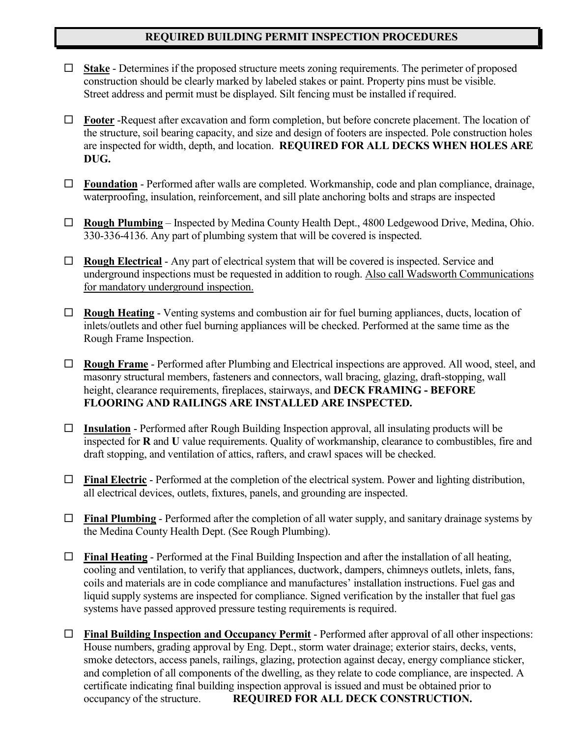## REQUIRED BUILDING PERMIT INSPECTION PROCEDURES

- ☐ **Stake** - Determines if the proposed structure meets zoning requirements. The perimeter of proposed construction should be clearly marked by labeled stakes or paint. Property pins must be visible. Street address and permit must be displayed. Silt fencing must be installed if required.

- ☐ **Footer** -Request after excavation and form completion, but before concrete placement. The location of the structure, soil bearing capacity, and size and design of footers are inspected. Pole construction holes are inspected for width, depth, and location. **REQUIRED FOR ALL DECKS WHEN HOLES ARE DUG.**

- ☐ **Foundation** - Performed after walls are completed. Workmanship, code and plan compliance, drainage, waterproofing, insulation, reinforcement, and sill plate anchoring bolts and straps are inspected

- ☐ **Rough Plumbing** – Inspected by Medina County Health Dept., 4800 Ledgewood Drive, Medina, Ohio. 330-336-4136. Any part of plumbing system that will be covered is inspected.

- ☐ **Rough Electrical** - Any part of electrical system that will be covered is inspected. Service and underground inspections must be requested in addition to rough. Also call Wadsworth Communications for mandatory underground inspection.

- ☐ **Rough Heating** - Venting systems and combustion air for fuel burning appliances, ducts, location of inlets/outlets and other fuel burning appliances will be checked. Performed at the same time as the Rough Frame Inspection.

- ☐ **Rough Frame** - Performed after Plumbing and Electrical inspections are approved. All wood, steel, and masonry structural members, fasteners and connectors, wall bracing, glazing, draft-stopping, wall height, clearance requirements, fireplaces, stairways, and **DECK FRAMING - BEFORE FLOORING AND RAILINGS ARE INSTALLED ARE INSPECTED.**

- ☐ **Insulation** - Performed after Rough Building Inspection approval, all insulating products will be inspected for **R** and **U** value requirements. Quality of workmanship, clearance to combustibles, fire and draft stopping, and ventilation of attics, rafters, and crawl spaces will be checked.

- ☐ **Final Electric** - Performed at the completion of the electrical system. Power and lighting distribution, all electrical devices, outlets, fixtures, panels, and grounding are inspected.

- ☐ **Final Plumbing** - Performed after the completion of all water supply, and sanitary drainage systems by the Medina County Health Dept. (See Rough Plumbing).

- ☐ **Final Heating** - Performed at the Final Building Inspection and after the installation of all heating, cooling and ventilation, to verify that appliances, ductwork, dampers, chimneys outlets, inlets, fans, coils and materials are in code compliance and manufactures' installation instructions. Fuel gas and liquid supply systems are inspected for compliance. Signed verification by the installer that fuel gas systems have passed approved pressure testing requirements is required.

- ☐ **Final Building Inspection and Occupancy Permit** - Performed after approval of all other inspections: House numbers, grading approval by Eng. Dept., storm water drainage; exterior stairs, decks, vents, smoke detectors, access panels, railings, glazing, protection against decay, energy compliance sticker, and completion of all components of the dwelling, as they relate to code compliance, are inspected. A certificate indicating final building inspection approval is issued and must be obtained prior to occupancy of the structure. **REQUIRED FOR ALL DECK CONSTRUCTION.**